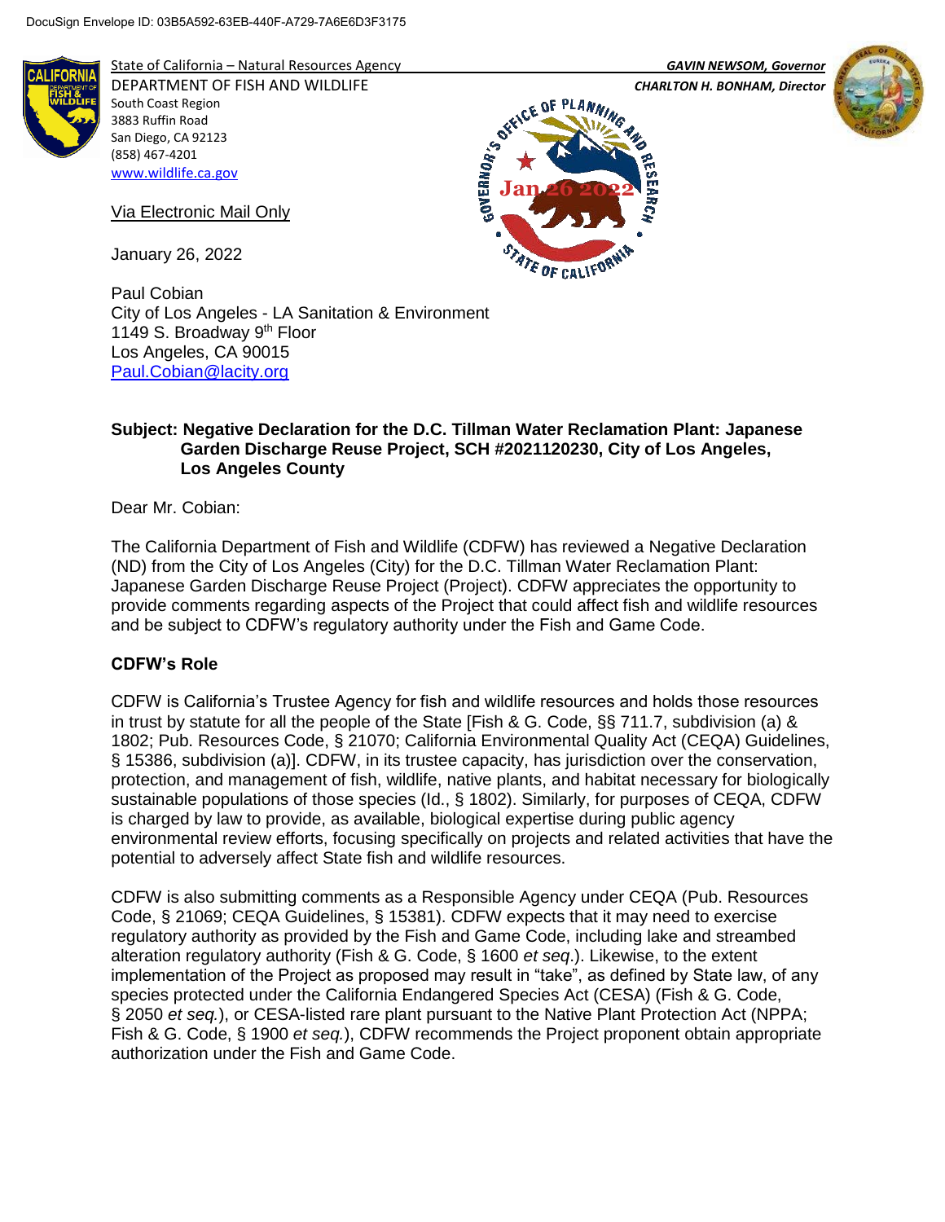DocuSign Envelope ID: 03B5A592-63EB-440F-A729-7A6E6D3F3175

State of California – Natural Resources Agency
DEPARTMENT OF FISH AND WILDLIFE
South Coast Region
3883 Ruffin Road
San Diego, CA 92123
(858) 467-4201
www.wildlife.ca.gov

*GAVIN NEWSOM, Governor*
*CHARLTON H. BONHAM, Director*

Governor's Office of Planning and Research
Jan 26 2022
State of California

Via Electronic Mail Only

January 26, 2022

Paul Cobian
City of Los Angeles - LA Sanitation & Environment
1149 S. Broadway 9th Floor
Los Angeles, CA 90015
Paul.Cobian@lacity.org

**Subject: Negative Declaration for the D.C. Tillman Water Reclamation Plant: Japanese Garden Discharge Reuse Project, SCH #2021120230, City of Los Angeles, Los Angeles County**

Dear Mr. Cobian:

The California Department of Fish and Wildlife (CDFW) has reviewed a Negative Declaration (ND) from the City of Los Angeles (City) for the D.C. Tillman Water Reclamation Plant: Japanese Garden Discharge Reuse Project (Project). CDFW appreciates the opportunity to provide comments regarding aspects of the Project that could affect fish and wildlife resources and be subject to CDFW's regulatory authority under the Fish and Game Code.

**CDFW's Role**

CDFW is California's Trustee Agency for fish and wildlife resources and holds those resources in trust by statute for all the people of the State [Fish & G. Code, §§ 711.7, subdivision (a) & 1802; Pub. Resources Code, § 21070; California Environmental Quality Act (CEQA) Guidelines, § 15386, subdivision (a)]. CDFW, in its trustee capacity, has jurisdiction over the conservation, protection, and management of fish, wildlife, native plants, and habitat necessary for biologically sustainable populations of those species (Id., § 1802). Similarly, for purposes of CEQA, CDFW is charged by law to provide, as available, biological expertise during public agency environmental review efforts, focusing specifically on projects and related activities that have the potential to adversely affect State fish and wildlife resources.

CDFW is also submitting comments as a Responsible Agency under CEQA (Pub. Resources Code, § 21069; CEQA Guidelines, § 15381). CDFW expects that it may need to exercise regulatory authority as provided by the Fish and Game Code, including lake and streambed alteration regulatory authority (Fish & G. Code, § 1600 *et seq*.). Likewise, to the extent implementation of the Project as proposed may result in "take", as defined by State law, of any species protected under the California Endangered Species Act (CESA) (Fish & G. Code, § 2050 *et seq.*), or CESA-listed rare plant pursuant to the Native Plant Protection Act (NPPA; Fish & G. Code, § 1900 *et seq.*), CDFW recommends the Project proponent obtain appropriate authorization under the Fish and Game Code.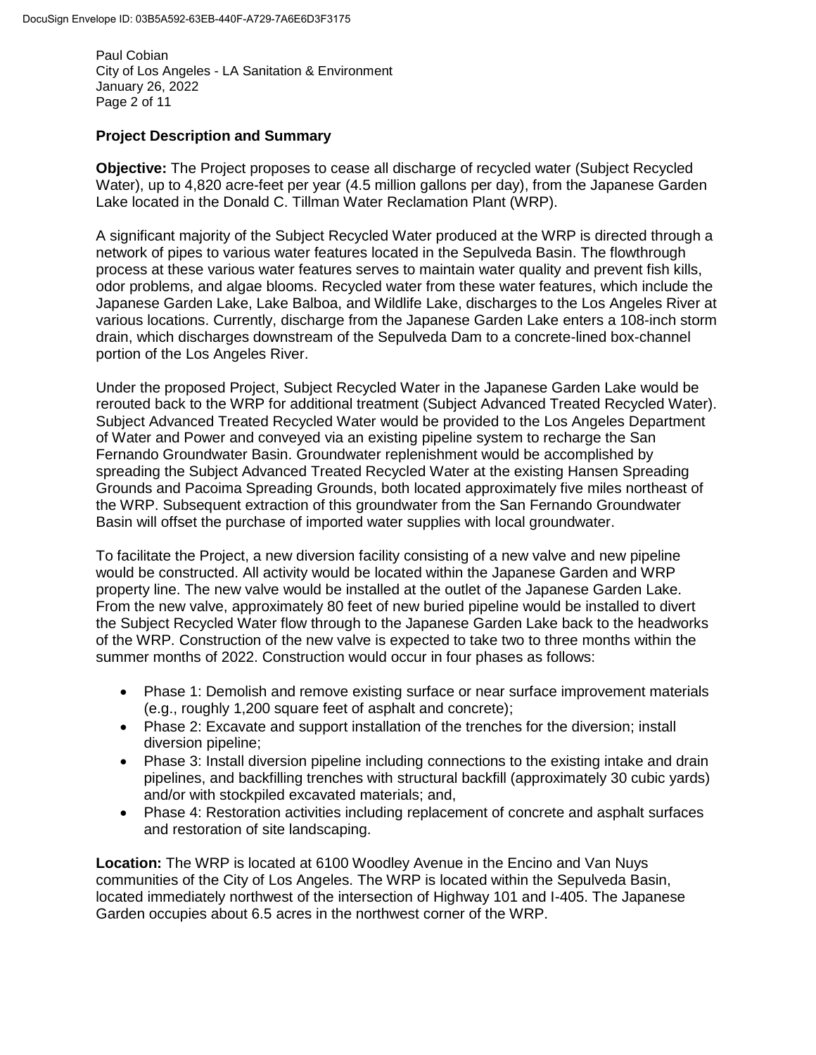## Project Description and Summary

**Objective:** The Project proposes to cease all discharge of recycled water (Subject Recycled Water), up to 4,820 acre-feet per year (4.5 million gallons per day), from the Japanese Garden Lake located in the Donald C. Tillman Water Reclamation Plant (WRP).

A significant majority of the Subject Recycled Water produced at the WRP is directed through a network of pipes to various water features located in the Sepulveda Basin. The flowthrough process at these various water features serves to maintain water quality and prevent fish kills, odor problems, and algae blooms. Recycled water from these water features, which include the Japanese Garden Lake, Lake Balboa, and Wildlife Lake, discharges to the Los Angeles River at various locations. Currently, discharge from the Japanese Garden Lake enters a 108-inch storm drain, which discharges downstream of the Sepulveda Dam to a concrete-lined box-channel portion of the Los Angeles River.

Under the proposed Project, Subject Recycled Water in the Japanese Garden Lake would be rerouted back to the WRP for additional treatment (Subject Advanced Treated Recycled Water). Subject Advanced Treated Recycled Water would be provided to the Los Angeles Department of Water and Power and conveyed via an existing pipeline system to recharge the San Fernando Groundwater Basin. Groundwater replenishment would be accomplished by spreading the Subject Advanced Treated Recycled Water at the existing Hansen Spreading Grounds and Pacoima Spreading Grounds, both located approximately five miles northeast of the WRP. Subsequent extraction of this groundwater from the San Fernando Groundwater Basin will offset the purchase of imported water supplies with local groundwater.

To facilitate the Project, a new diversion facility consisting of a new valve and new pipeline would be constructed. All activity would be located within the Japanese Garden and WRP property line. The new valve would be installed at the outlet of the Japanese Garden Lake. From the new valve, approximately 80 feet of new buried pipeline would be installed to divert the Subject Recycled Water flow through to the Japanese Garden Lake back to the headworks of the WRP. Construction of the new valve is expected to take two to three months within the summer months of 2022. Construction would occur in four phases as follows:

- Phase 1: Demolish and remove existing surface or near surface improvement materials (e.g., roughly 1,200 square feet of asphalt and concrete);
- Phase 2: Excavate and support installation of the trenches for the diversion; install diversion pipeline;
- Phase 3: Install diversion pipeline including connections to the existing intake and drain pipelines, and backfilling trenches with structural backfill (approximately 30 cubic yards) and/or with stockpiled excavated materials; and,
- Phase 4: Restoration activities including replacement of concrete and asphalt surfaces and restoration of site landscaping.

**Location:** The WRP is located at 6100 Woodley Avenue in the Encino and Van Nuys communities of the City of Los Angeles. The WRP is located within the Sepulveda Basin, located immediately northwest of the intersection of Highway 101 and I-405. The Japanese Garden occupies about 6.5 acres in the northwest corner of the WRP.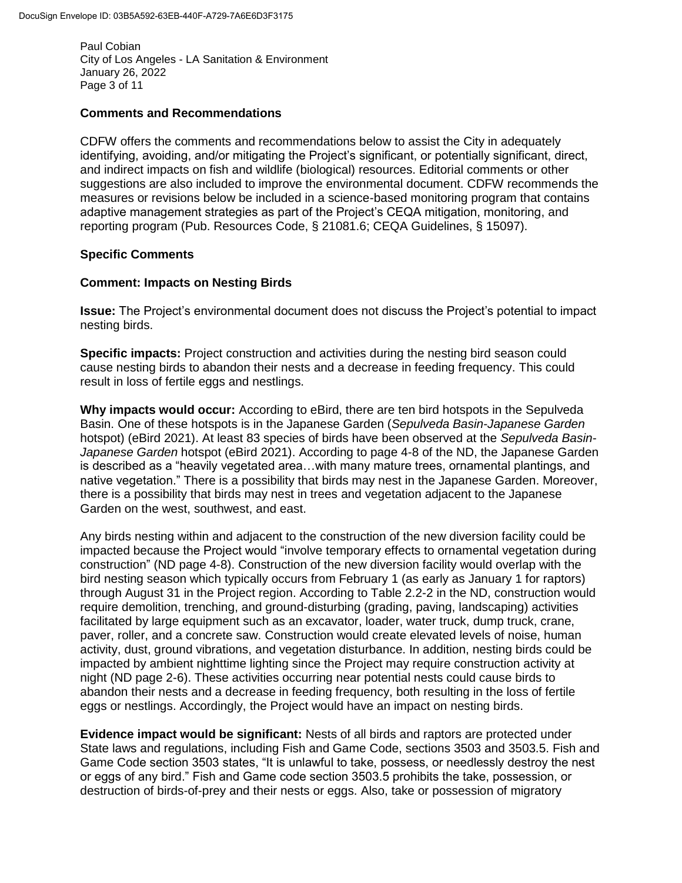## Comments and Recommendations

CDFW offers the comments and recommendations below to assist the City in adequately identifying, avoiding, and/or mitigating the Project's significant, or potentially significant, direct, and indirect impacts on fish and wildlife (biological) resources. Editorial comments or other suggestions are also included to improve the environmental document. CDFW recommends the measures or revisions below be included in a science-based monitoring program that contains adaptive management strategies as part of the Project's CEQA mitigation, monitoring, and reporting program (Pub. Resources Code, § 21081.6; CEQA Guidelines, § 15097).

## Specific Comments

### Comment: Impacts on Nesting Birds

**Issue:** The Project's environmental document does not discuss the Project's potential to impact nesting birds.

**Specific impacts:** Project construction and activities during the nesting bird season could cause nesting birds to abandon their nests and a decrease in feeding frequency. This could result in loss of fertile eggs and nestlings.

**Why impacts would occur:** According to eBird, there are ten bird hotspots in the Sepulveda Basin. One of these hotspots is in the Japanese Garden (*Sepulveda Basin-Japanese Garden* hotspot) (eBird 2021). At least 83 species of birds have been observed at the *Sepulveda Basin-Japanese Garden* hotspot (eBird 2021). According to page 4-8 of the ND, the Japanese Garden is described as a "heavily vegetated area…with many mature trees, ornamental plantings, and native vegetation." There is a possibility that birds may nest in the Japanese Garden. Moreover, there is a possibility that birds may nest in trees and vegetation adjacent to the Japanese Garden on the west, southwest, and east.

Any birds nesting within and adjacent to the construction of the new diversion facility could be impacted because the Project would "involve temporary effects to ornamental vegetation during construction" (ND page 4-8). Construction of the new diversion facility would overlap with the bird nesting season which typically occurs from February 1 (as early as January 1 for raptors) through August 31 in the Project region. According to Table 2.2-2 in the ND, construction would require demolition, trenching, and ground-disturbing (grading, paving, landscaping) activities facilitated by large equipment such as an excavator, loader, water truck, dump truck, crane, paver, roller, and a concrete saw. Construction would create elevated levels of noise, human activity, dust, ground vibrations, and vegetation disturbance. In addition, nesting birds could be impacted by ambient nighttime lighting since the Project may require construction activity at night (ND page 2-6). These activities occurring near potential nests could cause birds to abandon their nests and a decrease in feeding frequency, both resulting in the loss of fertile eggs or nestlings. Accordingly, the Project would have an impact on nesting birds.

**Evidence impact would be significant:** Nests of all birds and raptors are protected under State laws and regulations, including Fish and Game Code, sections 3503 and 3503.5. Fish and Game Code section 3503 states, "It is unlawful to take, possess, or needlessly destroy the nest or eggs of any bird." Fish and Game code section 3503.5 prohibits the take, possession, or destruction of birds-of-prey and their nests or eggs. Also, take or possession of migratory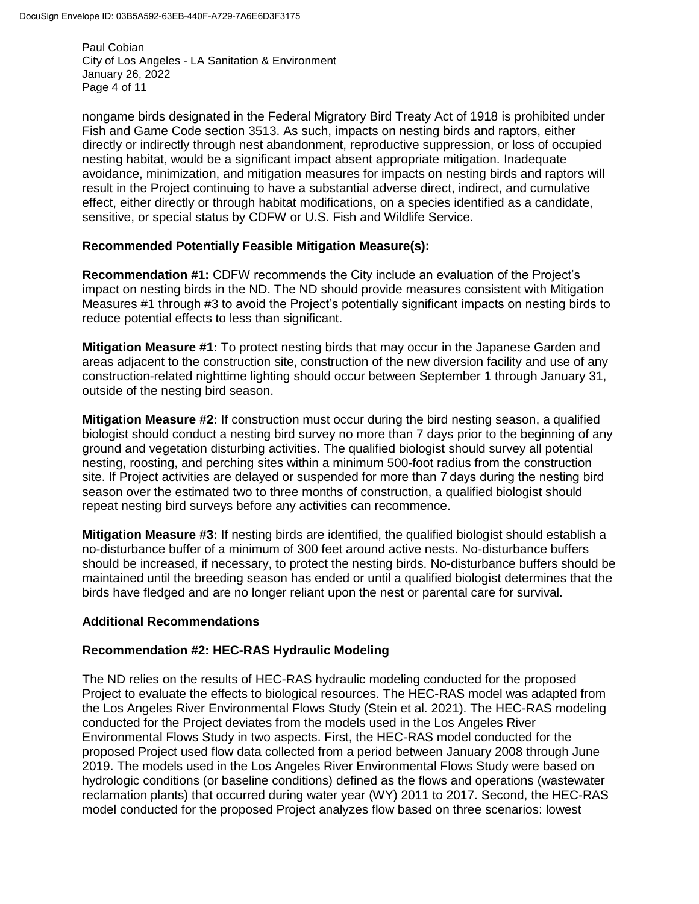nongame birds designated in the Federal Migratory Bird Treaty Act of 1918 is prohibited under Fish and Game Code section 3513. As such, impacts on nesting birds and raptors, either directly or indirectly through nest abandonment, reproductive suppression, or loss of occupied nesting habitat, would be a significant impact absent appropriate mitigation. Inadequate avoidance, minimization, and mitigation measures for impacts on nesting birds and raptors will result in the Project continuing to have a substantial adverse direct, indirect, and cumulative effect, either directly or through habitat modifications, on a species identified as a candidate, sensitive, or special status by CDFW or U.S. Fish and Wildlife Service.

**Recommended Potentially Feasible Mitigation Measure(s):**

**Recommendation #1:** CDFW recommends the City include an evaluation of the Project's impact on nesting birds in the ND. The ND should provide measures consistent with Mitigation Measures #1 through #3 to avoid the Project's potentially significant impacts on nesting birds to reduce potential effects to less than significant.

**Mitigation Measure #1:** To protect nesting birds that may occur in the Japanese Garden and areas adjacent to the construction site, construction of the new diversion facility and use of any construction-related nighttime lighting should occur between September 1 through January 31, outside of the nesting bird season.

**Mitigation Measure #2:** If construction must occur during the bird nesting season, a qualified biologist should conduct a nesting bird survey no more than 7 days prior to the beginning of any ground and vegetation disturbing activities. The qualified biologist should survey all potential nesting, roosting, and perching sites within a minimum 500-foot radius from the construction site. If Project activities are delayed or suspended for more than 7 days during the nesting bird season over the estimated two to three months of construction, a qualified biologist should repeat nesting bird surveys before any activities can recommence.

**Mitigation Measure #3:** If nesting birds are identified, the qualified biologist should establish a no-disturbance buffer of a minimum of 300 feet around active nests. No-disturbance buffers should be increased, if necessary, to protect the nesting birds. No-disturbance buffers should be maintained until the breeding season has ended or until a qualified biologist determines that the birds have fledged and are no longer reliant upon the nest or parental care for survival.

**Additional Recommendations**

**Recommendation #2: HEC-RAS Hydraulic Modeling**

The ND relies on the results of HEC-RAS hydraulic modeling conducted for the proposed Project to evaluate the effects to biological resources. The HEC-RAS model was adapted from the Los Angeles River Environmental Flows Study (Stein et al. 2021). The HEC-RAS modeling conducted for the Project deviates from the models used in the Los Angeles River Environmental Flows Study in two aspects. First, the HEC-RAS model conducted for the proposed Project used flow data collected from a period between January 2008 through June 2019. The models used in the Los Angeles River Environmental Flows Study were based on hydrologic conditions (or baseline conditions) defined as the flows and operations (wastewater reclamation plants) that occurred during water year (WY) 2011 to 2017. Second, the HEC-RAS model conducted for the proposed Project analyzes flow based on three scenarios: lowest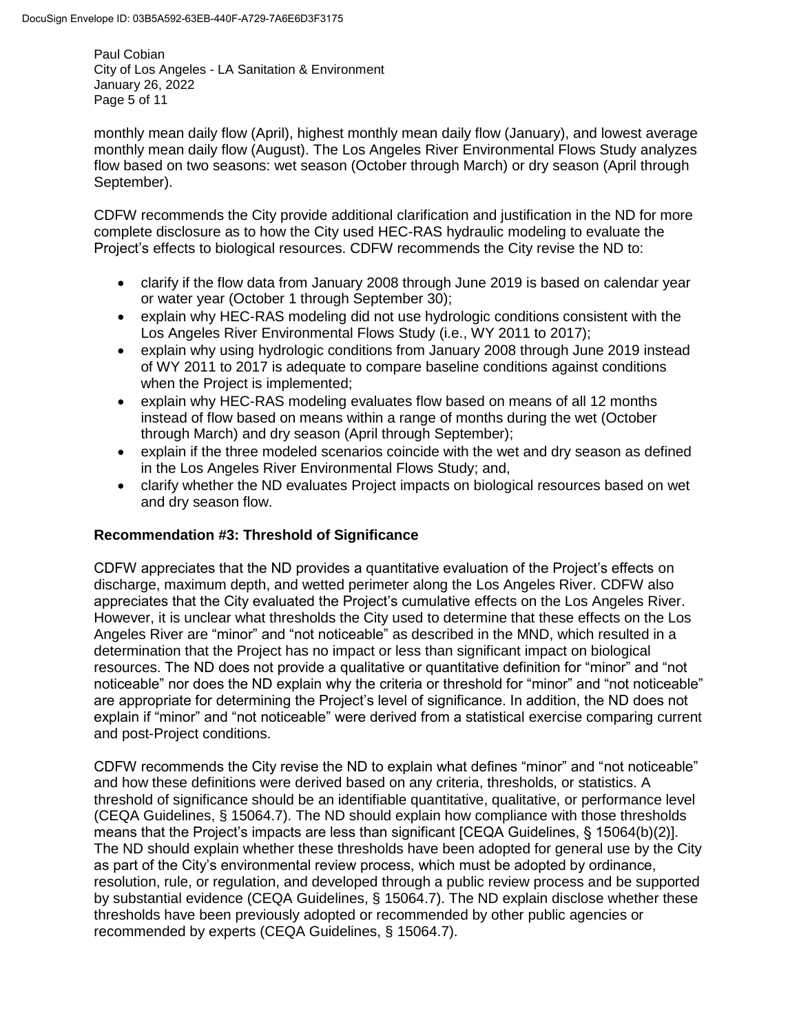monthly mean daily flow (April), highest monthly mean daily flow (January), and lowest average monthly mean daily flow (August). The Los Angeles River Environmental Flows Study analyzes flow based on two seasons: wet season (October through March) or dry season (April through September).

CDFW recommends the City provide additional clarification and justification in the ND for more complete disclosure as to how the City used HEC-RAS hydraulic modeling to evaluate the Project's effects to biological resources. CDFW recommends the City revise the ND to:

- clarify if the flow data from January 2008 through June 2019 is based on calendar year or water year (October 1 through September 30);
- explain why HEC-RAS modeling did not use hydrologic conditions consistent with the Los Angeles River Environmental Flows Study (i.e., WY 2011 to 2017);
- explain why using hydrologic conditions from January 2008 through June 2019 instead of WY 2011 to 2017 is adequate to compare baseline conditions against conditions when the Project is implemented;
- explain why HEC-RAS modeling evaluates flow based on means of all 12 months instead of flow based on means within a range of months during the wet (October through March) and dry season (April through September);
- explain if the three modeled scenarios coincide with the wet and dry season as defined in the Los Angeles River Environmental Flows Study; and,
- clarify whether the ND evaluates Project impacts on biological resources based on wet and dry season flow.

**Recommendation #3: Threshold of Significance**

CDFW appreciates that the ND provides a quantitative evaluation of the Project's effects on discharge, maximum depth, and wetted perimeter along the Los Angeles River. CDFW also appreciates that the City evaluated the Project's cumulative effects on the Los Angeles River. However, it is unclear what thresholds the City used to determine that these effects on the Los Angeles River are "minor" and "not noticeable" as described in the MND, which resulted in a determination that the Project has no impact or less than significant impact on biological resources. The ND does not provide a qualitative or quantitative definition for "minor" and "not noticeable" nor does the ND explain why the criteria or threshold for "minor" and "not noticeable" are appropriate for determining the Project's level of significance. In addition, the ND does not explain if "minor" and "not noticeable" were derived from a statistical exercise comparing current and post-Project conditions.

CDFW recommends the City revise the ND to explain what defines "minor" and "not noticeable" and how these definitions were derived based on any criteria, thresholds, or statistics. A threshold of significance should be an identifiable quantitative, qualitative, or performance level (CEQA Guidelines, § 15064.7). The ND should explain how compliance with those thresholds means that the Project's impacts are less than significant [CEQA Guidelines, § 15064(b)(2)]. The ND should explain whether these thresholds have been adopted for general use by the City as part of the City's environmental review process, which must be adopted by ordinance, resolution, rule, or regulation, and developed through a public review process and be supported by substantial evidence (CEQA Guidelines, § 15064.7). The ND explain disclose whether these thresholds have been previously adopted or recommended by other public agencies or recommended by experts (CEQA Guidelines, § 15064.7).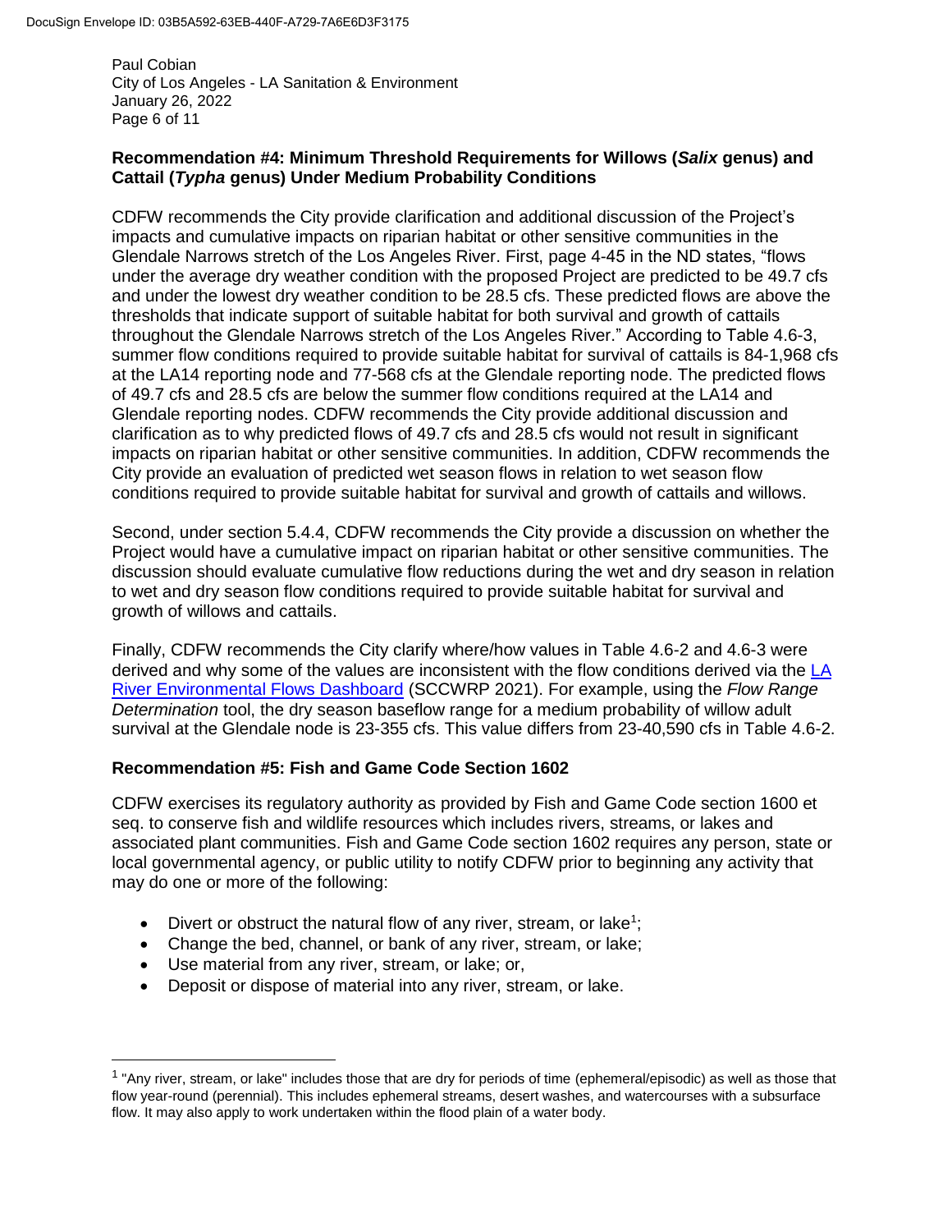### Recommendation #4: Minimum Threshold Requirements for Willows (*Salix* genus) and Cattail (*Typha* genus) Under Medium Probability Conditions

CDFW recommends the City provide clarification and additional discussion of the Project's impacts and cumulative impacts on riparian habitat or other sensitive communities in the Glendale Narrows stretch of the Los Angeles River. First, page 4-45 in the ND states, "flows under the average dry weather condition with the proposed Project are predicted to be 49.7 cfs and under the lowest dry weather condition to be 28.5 cfs. These predicted flows are above the thresholds that indicate support of suitable habitat for both survival and growth of cattails throughout the Glendale Narrows stretch of the Los Angeles River." According to Table 4.6-3, summer flow conditions required to provide suitable habitat for survival of cattails is 84-1,968 cfs at the LA14 reporting node and 77-568 cfs at the Glendale reporting node. The predicted flows of 49.7 cfs and 28.5 cfs are below the summer flow conditions required at the LA14 and Glendale reporting nodes. CDFW recommends the City provide additional discussion and clarification as to why predicted flows of 49.7 cfs and 28.5 cfs would not result in significant impacts on riparian habitat or other sensitive communities. In addition, CDFW recommends the City provide an evaluation of predicted wet season flows in relation to wet season flow conditions required to provide suitable habitat for survival and growth of cattails and willows.

Second, under section 5.4.4, CDFW recommends the City provide a discussion on whether the Project would have a cumulative impact on riparian habitat or other sensitive communities. The discussion should evaluate cumulative flow reductions during the wet and dry season in relation to wet and dry season flow conditions required to provide suitable habitat for survival and growth of willows and cattails.

Finally, CDFW recommends the City clarify where/how values in Table 4.6-2 and 4.6-3 were derived and why some of the values are inconsistent with the flow conditions derived via the LA River Environmental Flows Dashboard (SCCWRP 2021). For example, using the *Flow Range Determination* tool, the dry season baseflow range for a medium probability of willow adult survival at the Glendale node is 23-355 cfs. This value differs from 23-40,590 cfs in Table 4.6-2.

### Recommendation #5: Fish and Game Code Section 1602

CDFW exercises its regulatory authority as provided by Fish and Game Code section 1600 et seq. to conserve fish and wildlife resources which includes rivers, streams, or lakes and associated plant communities. Fish and Game Code section 1602 requires any person, state or local governmental agency, or public utility to notify CDFW prior to beginning any activity that may do one or more of the following:

- Divert or obstruct the natural flow of any river, stream, or lake[1];
- Change the bed, channel, or bank of any river, stream, or lake;
- Use material from any river, stream, or lake; or,
- Deposit or dispose of material into any river, stream, or lake.

[1] "Any river, stream, or lake" includes those that are dry for periods of time (ephemeral/episodic) as well as those that flow year-round (perennial). This includes ephemeral streams, desert washes, and watercourses with a subsurface flow. It may also apply to work undertaken within the flood plain of a water body.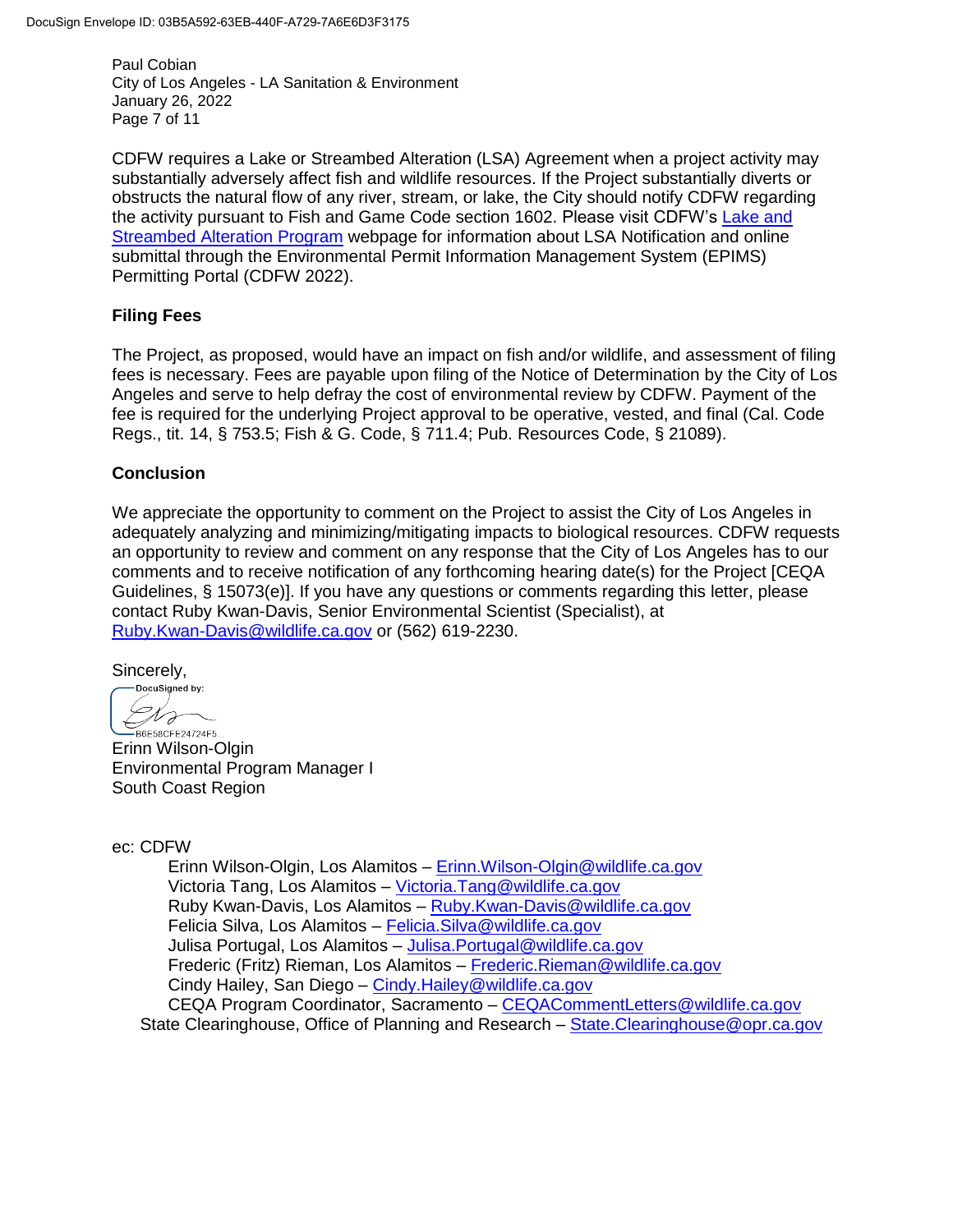CDFW requires a Lake or Streambed Alteration (LSA) Agreement when a project activity may substantially adversely affect fish and wildlife resources. If the Project substantially diverts or obstructs the natural flow of any river, stream, or lake, the City should notify CDFW regarding the activity pursuant to Fish and Game Code section 1602. Please visit CDFW's Lake and Streambed Alteration Program webpage for information about LSA Notification and online submittal through the Environmental Permit Information Management System (EPIMS) Permitting Portal (CDFW 2022).

## Filing Fees

The Project, as proposed, would have an impact on fish and/or wildlife, and assessment of filing fees is necessary. Fees are payable upon filing of the Notice of Determination by the City of Los Angeles and serve to help defray the cost of environmental review by CDFW. Payment of the fee is required for the underlying Project approval to be operative, vested, and final (Cal. Code Regs., tit. 14, § 753.5; Fish & G. Code, § 711.4; Pub. Resources Code, § 21089).

## Conclusion

We appreciate the opportunity to comment on the Project to assist the City of Los Angeles in adequately analyzing and minimizing/mitigating impacts to biological resources. CDFW requests an opportunity to review and comment on any response that the City of Los Angeles has to our comments and to receive notification of any forthcoming hearing date(s) for the Project [CEQA Guidelines, § 15073(e)]. If you have any questions or comments regarding this letter, please contact Ruby Kwan-Davis, Senior Environmental Scientist (Specialist), at Ruby.Kwan-Davis@wildlife.ca.gov or (562) 619-2230.

Sincerely,

DocuSigned by:

B6E58CFE24724F5...

Erinn Wilson-Olgin
Environmental Program Manager I
South Coast Region

ec: CDFW

Erinn Wilson-Olgin, Los Alamitos – Erinn.Wilson-Olgin@wildlife.ca.gov
Victoria Tang, Los Alamitos – Victoria.Tang@wildlife.ca.gov
Ruby Kwan-Davis, Los Alamitos – Ruby.Kwan-Davis@wildlife.ca.gov
Felicia Silva, Los Alamitos – Felicia.Silva@wildlife.ca.gov
Julisa Portugal, Los Alamitos – Julisa.Portugal@wildlife.ca.gov
Frederic (Fritz) Rieman, Los Alamitos – Frederic.Rieman@wildlife.ca.gov
Cindy Hailey, San Diego – Cindy.Hailey@wildlife.ca.gov
CEQA Program Coordinator, Sacramento – CEQACommentLetters@wildlife.ca.gov

State Clearinghouse, Office of Planning and Research – State.Clearinghouse@opr.ca.gov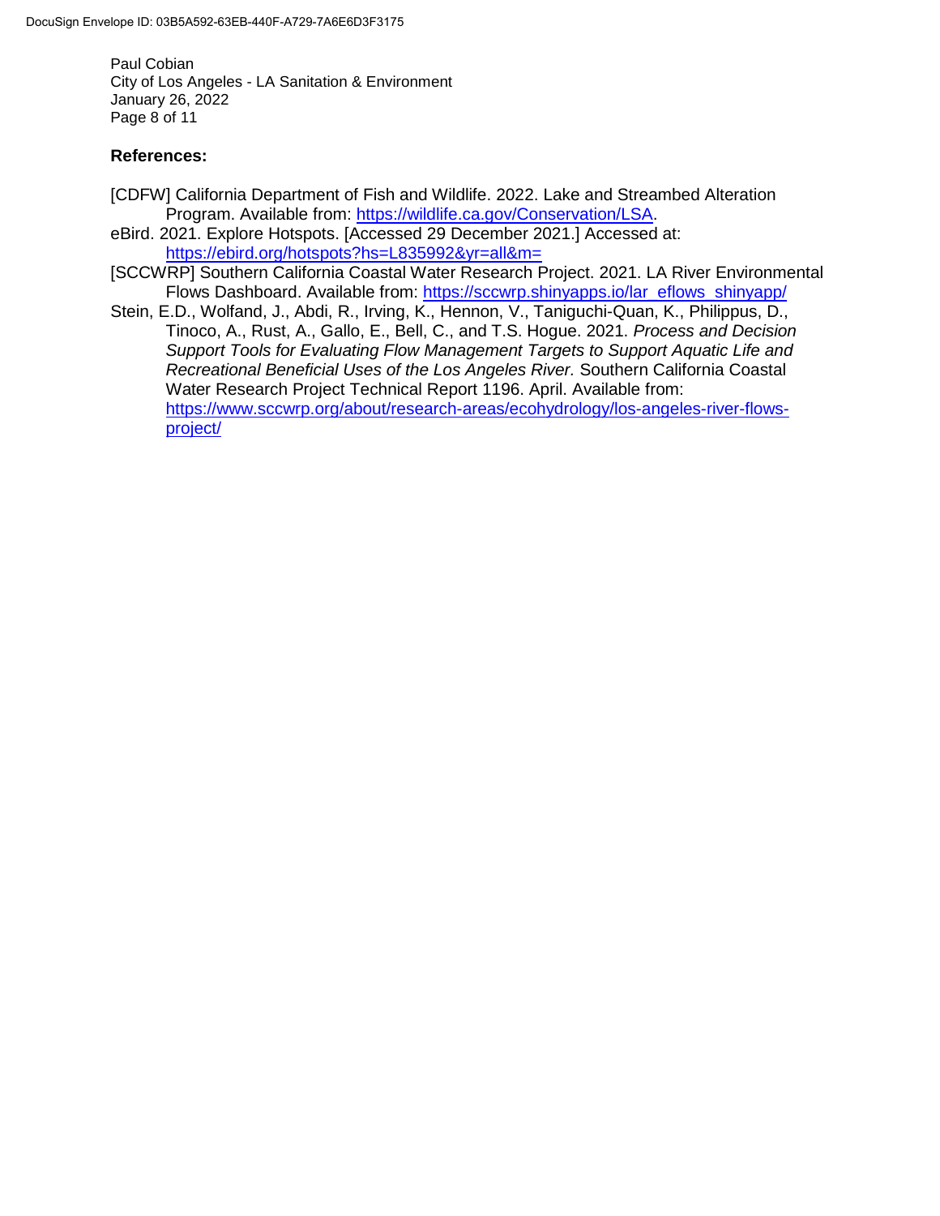**References:**

[CDFW] California Department of Fish and Wildlife. 2022. Lake and Streambed Alteration Program. Available from: [https://wildlife.ca.gov/Conservation/LSA](https://wildlife.ca.gov/Conservation/LSA).

eBird. 2021. Explore Hotspots. [Accessed 29 December 2021.] Accessed at: [https://ebird.org/hotspots?hs=L835992&yr=all&m=](https://ebird.org/hotspots?hs=L835992&yr=all&m=)

[SCCWRP] Southern California Coastal Water Research Project. 2021. LA River Environmental Flows Dashboard. Available from: [https://sccwrp.shinyapps.io/lar_eflows_shinyapp/](https://sccwrp.shinyapps.io/lar_eflows_shinyapp/)

Stein, E.D., Wolfand, J., Abdi, R., Irving, K., Hennon, V., Taniguchi-Quan, K., Philippus, D., Tinoco, A., Rust, A., Gallo, E., Bell, C., and T.S. Hogue. 2021. *Process and Decision Support Tools for Evaluating Flow Management Targets to Support Aquatic Life and Recreational Beneficial Uses of the Los Angeles River.* Southern California Coastal Water Research Project Technical Report 1196. April. Available from: [https://www.sccwrp.org/about/research-areas/ecohydrology/los-angeles-river-flows-project/](https://www.sccwrp.org/about/research-areas/ecohydrology/los-angeles-river-flows-project/)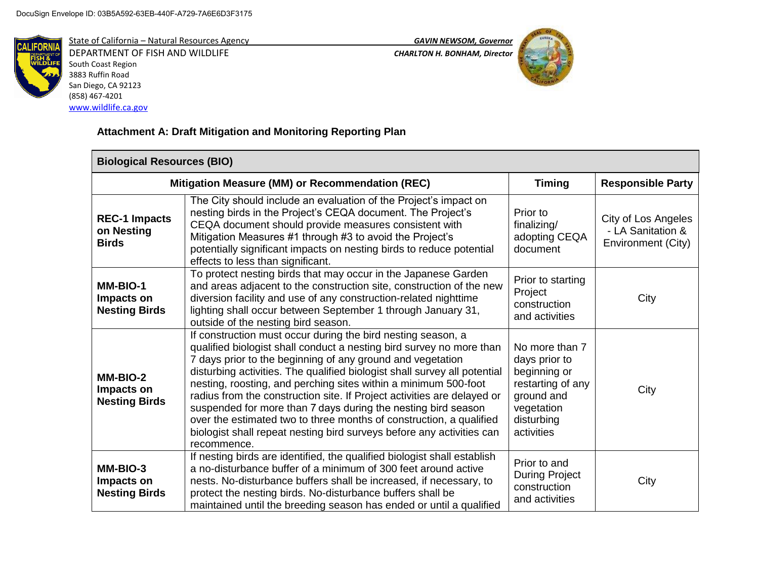DocuSign Envelope ID: 03B5A592-63EB-440F-A729-7A6E6D3F3175

State of California – Natural Resources Agency
DEPARTMENT OF FISH AND WILDLIFE
South Coast Region
3883 Ruffin Road
San Diego, CA 92123
(858) 467-4201
www.wildlife.ca.gov

***GAVIN NEWSOM, Governor***
***CHARLTON H. BONHAM, Director***

### Attachment A: Draft Mitigation and Monitoring Reporting Plan

| Biological Resources (BIO) | | | |
|---|---|---|---|
| **Mitigation Measure (MM) or Recommendation (REC)** | | **Timing** | **Responsible Party** |
| **REC-1 Impacts on Nesting Birds** | The City should include an evaluation of the Project's impact on nesting birds in the Project's CEQA document. The Project's CEQA document should provide measures consistent with Mitigation Measures #1 through #3 to avoid the Project's potentially significant impacts on nesting birds to reduce potential effects to less than significant. | Prior to finalizing/ adopting CEQA document | City of Los Angeles - LA Sanitation & Environment (City) |
| **MM-BIO-1 Impacts on Nesting Birds** | To protect nesting birds that may occur in the Japanese Garden and areas adjacent to the construction site, construction of the new diversion facility and use of any construction-related nighttime lighting shall occur between September 1 through January 31, outside of the nesting bird season. | Prior to starting Project construction and activities | City |
| **MM-BIO-2 Impacts on Nesting Birds** | If construction must occur during the bird nesting season, a qualified biologist shall conduct a nesting bird survey no more than 7 days prior to the beginning of any ground and vegetation disturbing activities. The qualified biologist shall survey all potential nesting, roosting, and perching sites within a minimum 500-foot radius from the construction site. If Project activities are delayed or suspended for more than 7 days during the nesting bird season over the estimated two to three months of construction, a qualified biologist shall repeat nesting bird surveys before any activities can recommence. | No more than 7 days prior to beginning or restarting of any ground and vegetation disturbing activities | City |
| **MM-BIO-3 Impacts on Nesting Birds** | If nesting birds are identified, the qualified biologist shall establish a no-disturbance buffer of a minimum of 300 feet around active nests. No-disturbance buffers shall be increased, if necessary, to protect the nesting birds. No-disturbance buffers shall be maintained until the breeding season has ended or until a qualified | Prior to and During Project construction and activities | City |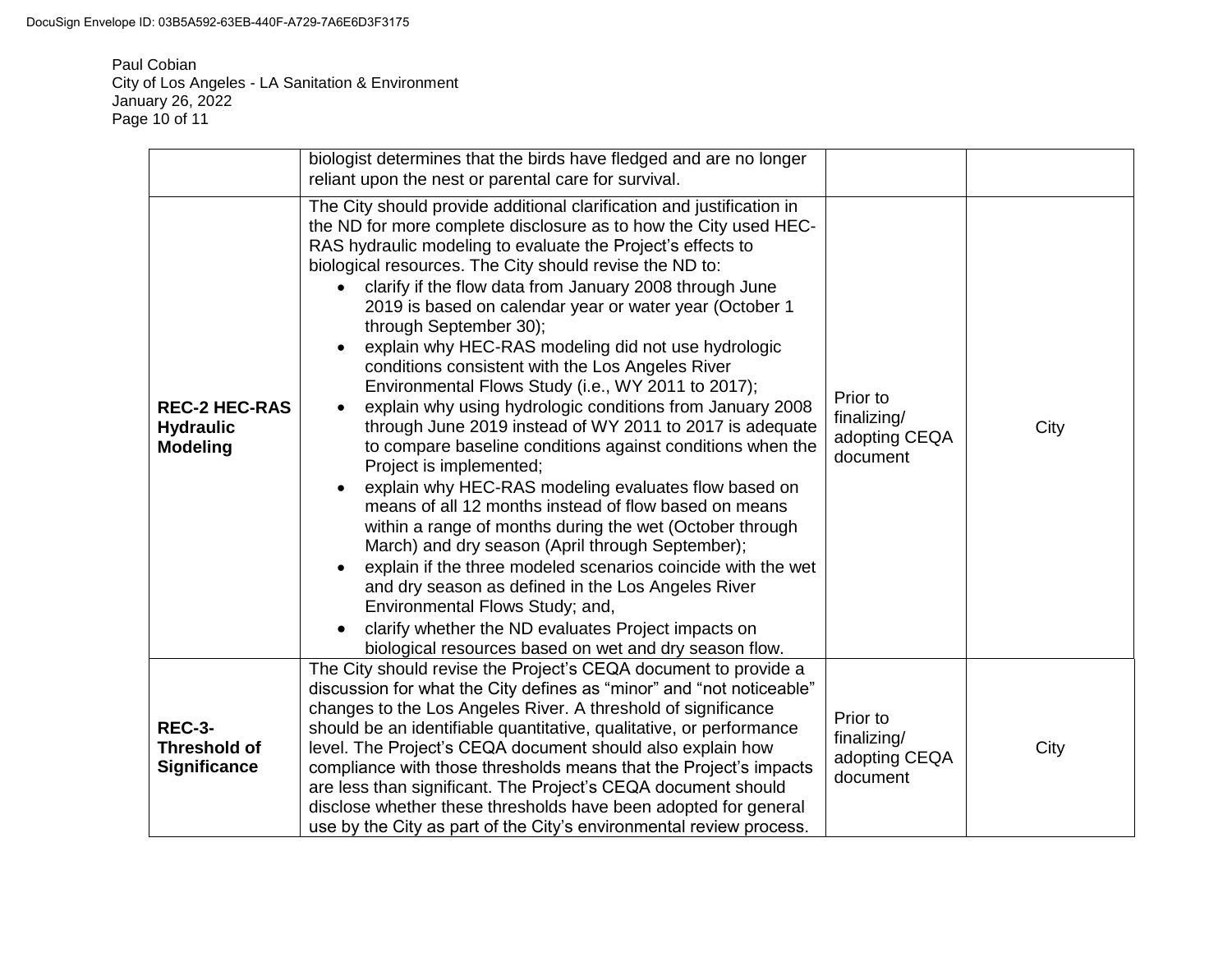| | | | |
|---|---|---|---|
| | biologist determines that the birds have fledged and are no longer reliant upon the nest or parental care for survival. | | |
| **REC-2 HEC-RAS Hydraulic Modeling** | The City should provide additional clarification and justification in the ND for more complete disclosure as to how the City used HEC-RAS hydraulic modeling to evaluate the Project's effects to biological resources. The City should revise the ND to: <br>• clarify if the flow data from January 2008 through June 2019 is based on calendar year or water year (October 1 through September 30); <br>• explain why HEC-RAS modeling did not use hydrologic conditions consistent with the Los Angeles River Environmental Flows Study (i.e., WY 2011 to 2017); <br>• explain why using hydrologic conditions from January 2008 through June 2019 instead of WY 2011 to 2017 is adequate to compare baseline conditions against conditions when the Project is implemented; <br>• explain why HEC-RAS modeling evaluates flow based on means of all 12 months instead of flow based on means within a range of months during the wet (October through March) and dry season (April through September); <br>• explain if the three modeled scenarios coincide with the wet and dry season as defined in the Los Angeles River Environmental Flows Study; and, <br>• clarify whether the ND evaluates Project impacts on biological resources based on wet and dry season flow. | Prior to finalizing/ adopting CEQA document | City |
| **REC-3- Threshold of Significance** | The City should revise the Project's CEQA document to provide a discussion for what the City defines as "minor" and "not noticeable" changes to the Los Angeles River. A threshold of significance should be an identifiable quantitative, qualitative, or performance level. The Project's CEQA document should also explain how compliance with those thresholds means that the Project's impacts are less than significant. The Project's CEQA document should disclose whether these thresholds have been adopted for general use by the City as part of the City's environmental review process. | Prior to finalizing/ adopting CEQA document | City |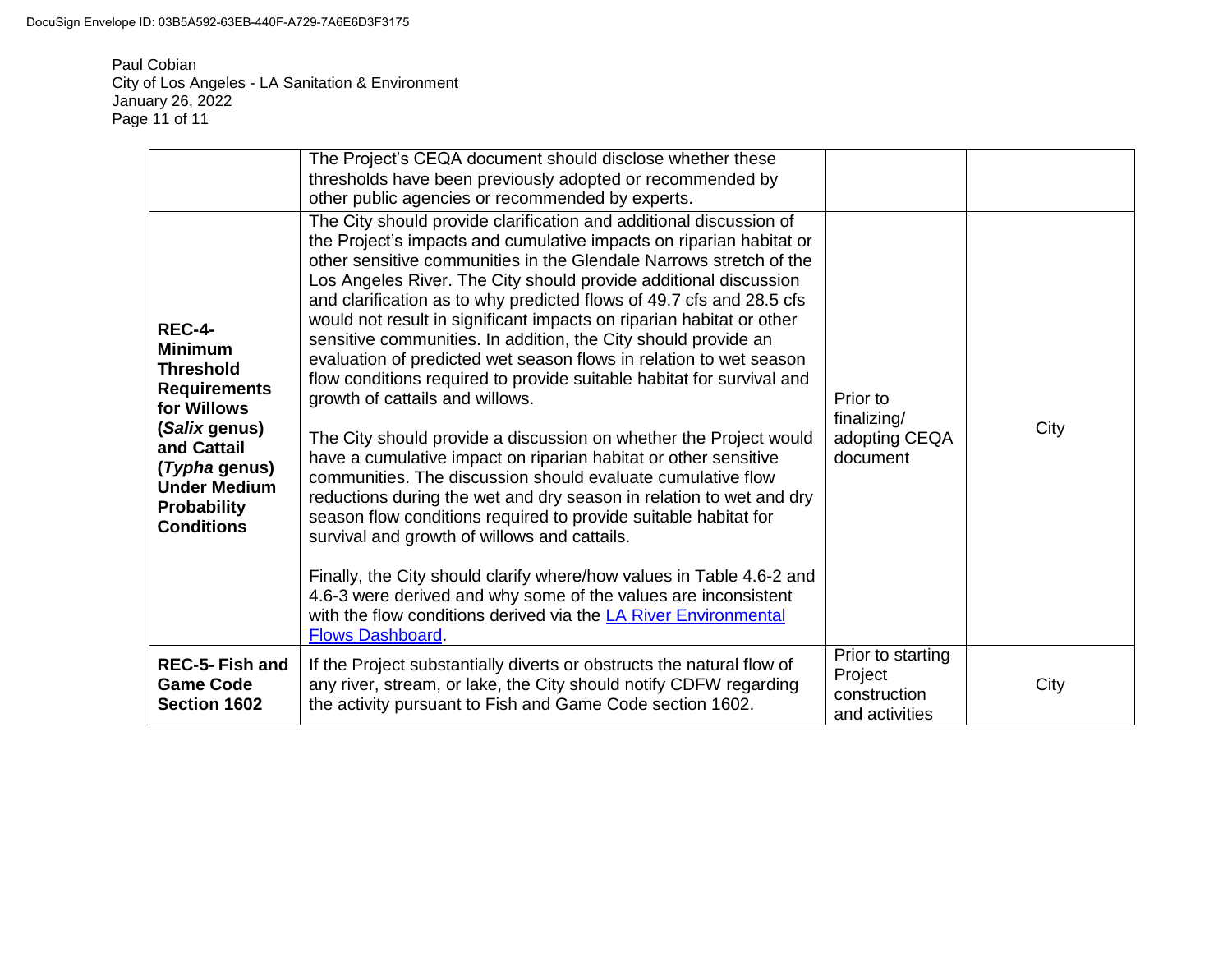| | | | |
|---|---|---|---|
| | The Project's CEQA document should disclose whether these thresholds have been previously adopted or recommended by other public agencies or recommended by experts. | | |
| **REC-4- Minimum Threshold Requirements for Willows (*Salix* genus) and Cattail (*Typha* genus) Under Medium Probability Conditions** | The City should provide clarification and additional discussion of the Project's impacts and cumulative impacts on riparian habitat or other sensitive communities in the Glendale Narrows stretch of the Los Angeles River. The City should provide additional discussion and clarification as to why predicted flows of 49.7 cfs and 28.5 cfs would not result in significant impacts on riparian habitat or other sensitive communities. In addition, the City should provide an evaluation of predicted wet season flows in relation to wet season flow conditions required to provide suitable habitat for survival and growth of cattails and willows.<br><br>The City should provide a discussion on whether the Project would have a cumulative impact on riparian habitat or other sensitive communities. The discussion should evaluate cumulative flow reductions during the wet and dry season in relation to wet and dry season flow conditions required to provide suitable habitat for survival and growth of willows and cattails.<br><br>Finally, the City should clarify where/how values in Table 4.6-2 and 4.6-3 were derived and why some of the values are inconsistent with the flow conditions derived via the LA River Environmental Flows Dashboard. | Prior to finalizing/ adopting CEQA document | City |
| **REC-5- Fish and Game Code Section 1602** | If the Project substantially diverts or obstructs the natural flow of any river, stream, or lake, the City should notify CDFW regarding the activity pursuant to Fish and Game Code section 1602. | Prior to starting Project construction and activities | City |